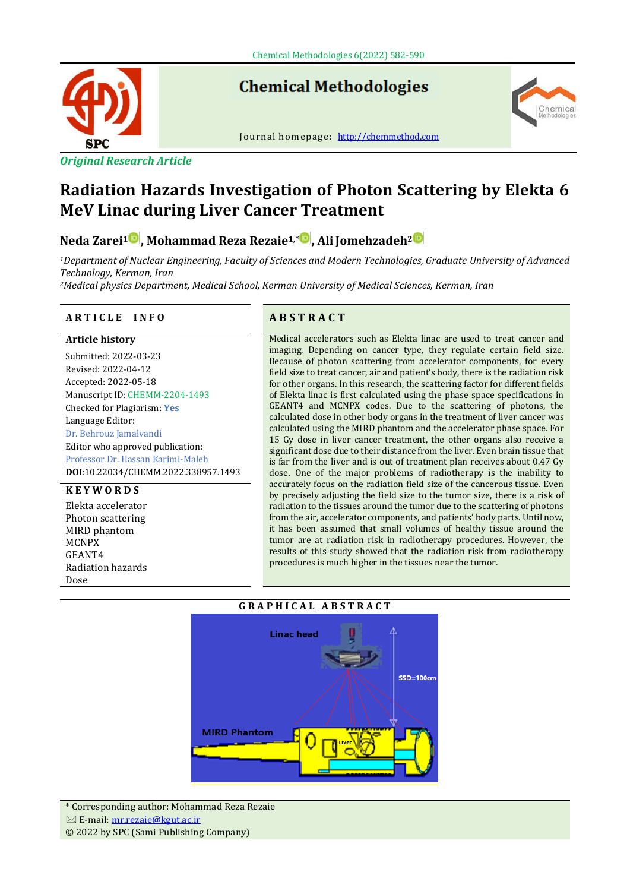Original Research Article

# Radiation Hazards Investigation of Photon Scattering by Elekta 6 MeV Linac during Liver Cancer Treatment

**Neda Zarei[1], Mohammad Reza Rezaie[1,*], Ali Jomehzadeh[2]**

*[1]Department of Nuclear Engineering, Faculty of Sciences and Modern Technologies, Graduate University of Advanced Technology, Kerman, Iran*

*[2]Medical physics Department, Medical School, Kerman University of Medical Sciences, Kerman, Iran*

## ARTICLE INFO

**Article history**

Submitted: 2022-03-23
Revised: 2022-04-12
Accepted: 2022-05-18
Manuscript ID: CHEMM-2204-1493
Checked for Plagiarism: **Yes**
Language Editor:
Dr. Behrouz Jamalvandi
Editor who approved publication:
Professor Dr. Hassan Karimi-Maleh
**DOI**:10.22034/CHEMM.2022.338957.1493

**KEYWORDS**

Elekta accelerator
Photon scattering
MIRD phantom
MCNPX
GEANT4
Radiation hazards
Dose

## ABSTRACT

Medical accelerators such as Elekta linac are used to treat cancer and imaging. Depending on cancer type, they regulate certain field size. Because of photon scattering from accelerator components, for every field size to treat cancer, air and patient's body, there is the radiation risk for other organs. In this research, the scattering factor for different fields of Elekta linac is first calculated using the phase space specifications in GEANT4 and MCNPX codes. Due to the scattering of photons, the calculated dose in other body organs in the treatment of liver cancer was calculated using the MIRD phantom and the accelerator phase space. For 15 Gy dose in liver cancer treatment, the other organs also receive a significant dose due to their distance from the liver. Even brain tissue that is far from the liver and is out of treatment plan receives about 0.47 Gy dose. One of the major problems of radiotherapy is the inability to accurately focus on the radiation field size of the cancerous tissue. Even by precisely adjusting the field size to the tumor size, there is a risk of radiation to the tissues around the tumor due to the scattering of photons from the air, accelerator components, and patients' body parts. Until now, it has been assumed that small volumes of healthy tissue around the tumor are at radiation risk in radiotherapy procedures. However, the results of this study showed that the radiation risk from radiotherapy procedures is much higher in the tissues near the tumor.

## GRAPHICAL ABSTRACT

\* Corresponding author: Mohammad Reza Rezaie
E-mail: mr.rezaie@kgut.ac.ir
© 2022 by SPC (Sami Publishing Company)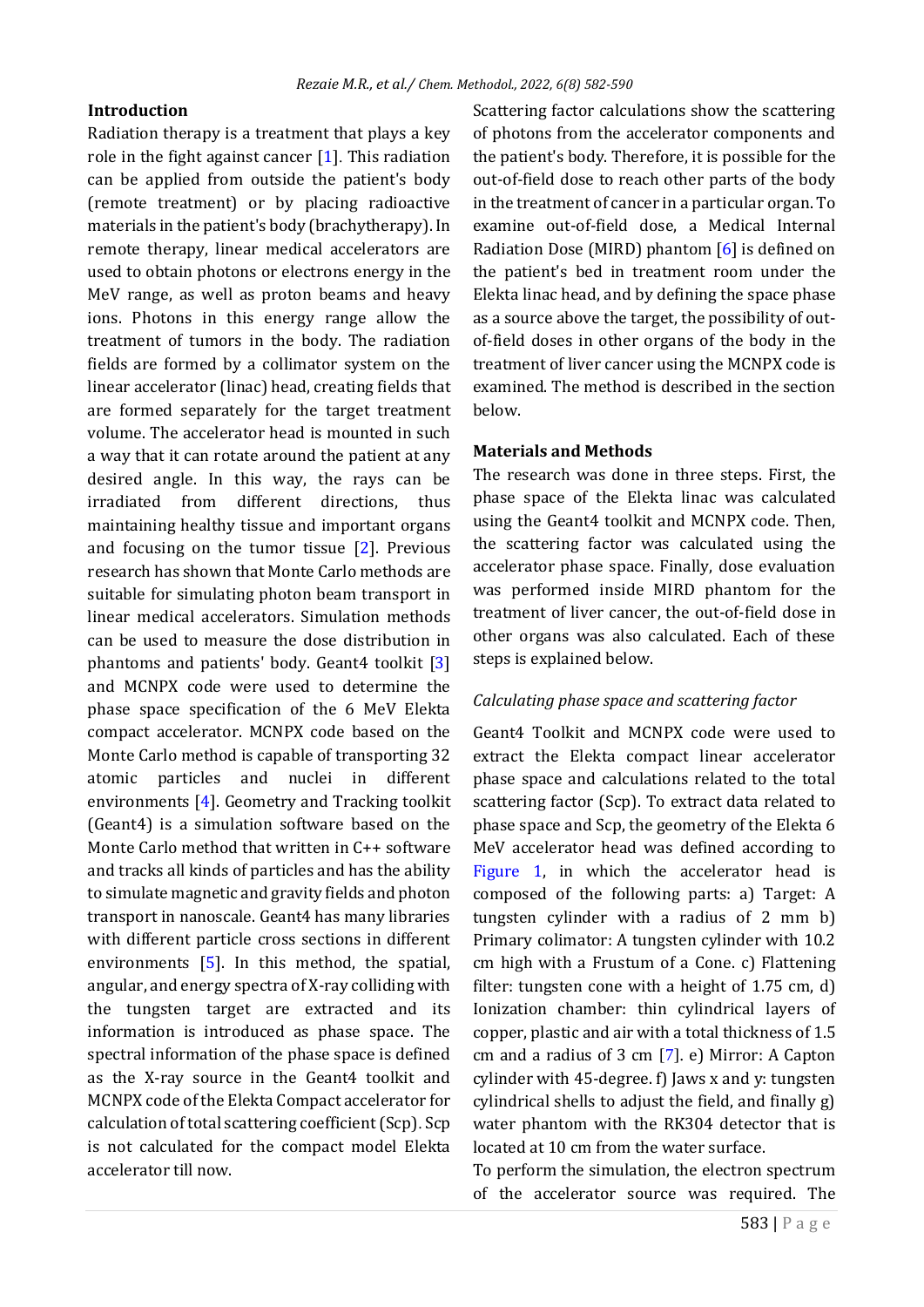## Introduction

Radiation therapy is a treatment that plays a key role in the fight against cancer [1]. This radiation can be applied from outside the patient's body (remote treatment) or by placing radioactive materials in the patient's body (brachytherapy). In remote therapy, linear medical accelerators are used to obtain photons or electrons energy in the MeV range, as well as proton beams and heavy ions. Photons in this energy range allow the treatment of tumors in the body. The radiation fields are formed by a collimator system on the linear accelerator (linac) head, creating fields that are formed separately for the target treatment volume. The accelerator head is mounted in such a way that it can rotate around the patient at any desired angle. In this way, the rays can be irradiated from different directions, thus maintaining healthy tissue and important organs and focusing on the tumor tissue [2]. Previous research has shown that Monte Carlo methods are suitable for simulating photon beam transport in linear medical accelerators. Simulation methods can be used to measure the dose distribution in phantoms and patients' body. Geant4 toolkit [3] and MCNPX code were used to determine the phase space specification of the 6 MeV Elekta compact accelerator. MCNPX code based on the Monte Carlo method is capable of transporting 32 atomic particles and nuclei in different environments [4]. Geometry and Tracking toolkit (Geant4) is a simulation software based on the Monte Carlo method that written in C++ software and tracks all kinds of particles and has the ability to simulate magnetic and gravity fields and photon transport in nanoscale. Geant4 has many libraries with different particle cross sections in different environments [5]. In this method, the spatial, angular, and energy spectra of X-ray colliding with the tungsten target are extracted and its information is introduced as phase space. The spectral information of the phase space is defined as the X-ray source in the Geant4 toolkit and MCNPX code of the Elekta Compact accelerator for calculation of total scattering coefficient (Scp). Scp is not calculated for the compact model Elekta accelerator till now.

Scattering factor calculations show the scattering of photons from the accelerator components and the patient's body. Therefore, it is possible for the out-of-field dose to reach other parts of the body in the treatment of cancer in a particular organ. To examine out-of-field dose, a Medical Internal Radiation Dose (MIRD) phantom [6] is defined on the patient's bed in treatment room under the Elekta linac head, and by defining the space phase as a source above the target, the possibility of out-of-field doses in other organs of the body in the treatment of liver cancer using the MCNPX code is examined. The method is described in the section below.

## Materials and Methods

The research was done in three steps. First, the phase space of the Elekta linac was calculated using the Geant4 toolkit and MCNPX code. Then, the scattering factor was calculated using the accelerator phase space. Finally, dose evaluation was performed inside MIRD phantom for the treatment of liver cancer, the out-of-field dose in other organs was also calculated. Each of these steps is explained below.

### *Calculating phase space and scattering factor*

Geant4 Toolkit and MCNPX code were used to extract the Elekta compact linear accelerator phase space and calculations related to the total scattering factor (Scp). To extract data related to phase space and Scp, the geometry of the Elekta 6 MeV accelerator head was defined according to Figure 1, in which the accelerator head is composed of the following parts: a) Target: A tungsten cylinder with a radius of 2 mm b) Primary colimator: A tungsten cylinder with 10.2 cm high with a Frustum of a Cone. c) Flattening filter: tungsten cone with a height of 1.75 cm, d) Ionization chamber: thin cylindrical layers of copper, plastic and air with a total thickness of 1.5 cm and a radius of 3 cm [7]. e) Mirror: A Capton cylinder with 45-degree. f) Jaws x and y: tungsten cylindrical shells to adjust the field, and finally g) water phantom with the RK304 detector that is located at 10 cm from the water surface.

To perform the simulation, the electron spectrum of the accelerator source was required. The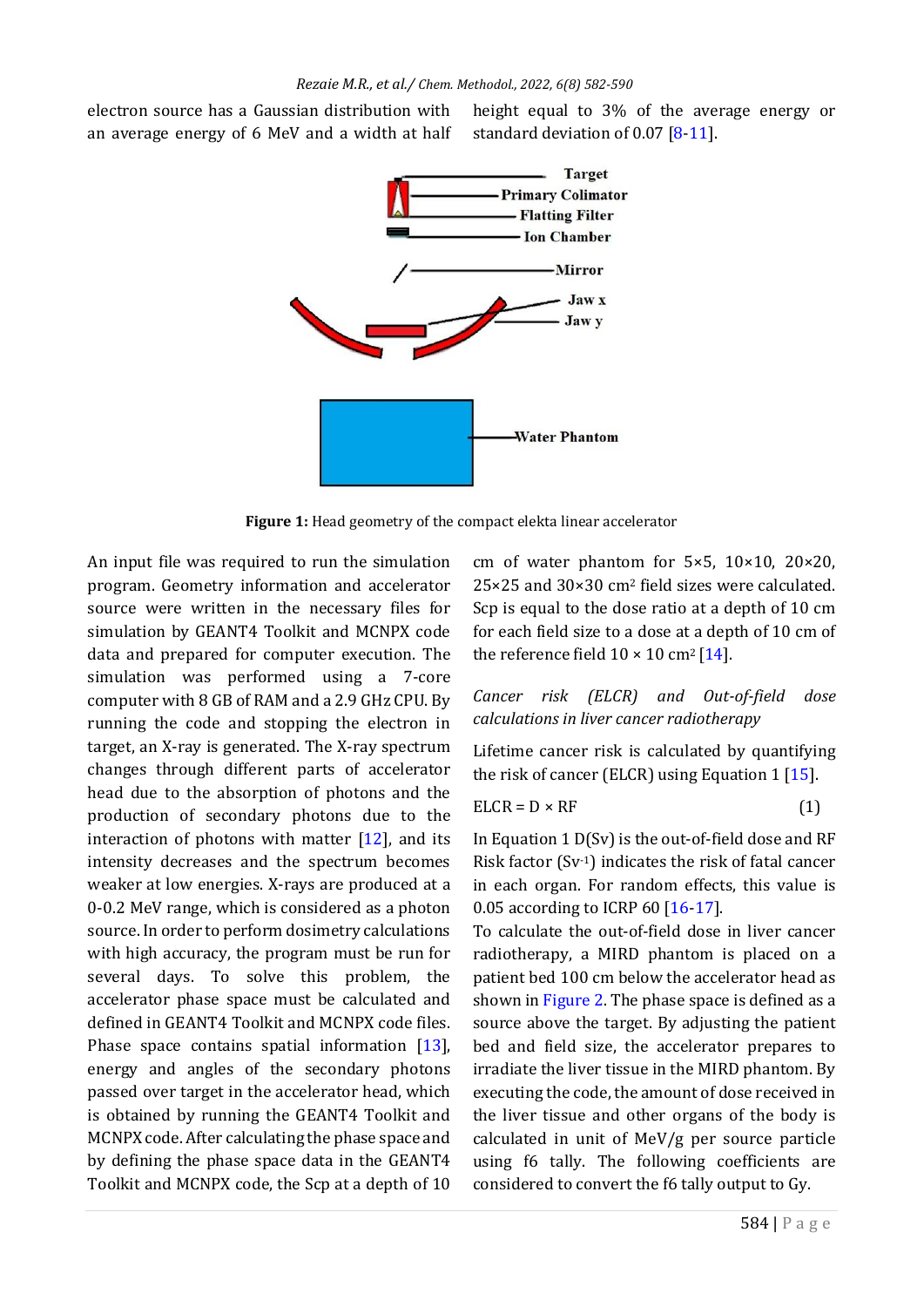electron source has a Gaussian distribution with an average energy of 6 MeV and a width at half height equal to 3% of the average energy or standard deviation of 0.07 [8-11].

**Figure 1:** Head geometry of the compact elekta linear accelerator

An input file was required to run the simulation program. Geometry information and accelerator source were written in the necessary files for simulation by GEANT4 Toolkit and MCNPX code data and prepared for computer execution. The simulation was performed using a 7-core computer with 8 GB of RAM and a 2.9 GHz CPU. By running the code and stopping the electron in target, an X-ray is generated. The X-ray spectrum changes through different parts of accelerator head due to the absorption of photons and the production of secondary photons due to the interaction of photons with matter [12], and its intensity decreases and the spectrum becomes weaker at low energies. X-rays are produced at a 0-0.2 MeV range, which is considered as a photon source. In order to perform dosimetry calculations with high accuracy, the program must be run for several days. To solve this problem, the accelerator phase space must be calculated and defined in GEANT4 Toolkit and MCNPX code files. Phase space contains spatial information [13], energy and angles of the secondary photons passed over target in the accelerator head, which is obtained by running the GEANT4 Toolkit and MCNPX code. After calculating the phase space and by defining the phase space data in the GEANT4 Toolkit and MCNPX code, the Scp at a depth of 10 cm of water phantom for 5×5, 10×10, 20×20, 25×25 and 30×30 $cm^2$ field sizes were calculated. Scp is equal to the dose ratio at a depth of 10 cm for each field size to a dose at a depth of 10 cm of the reference field 10 × 10 $cm^2$ [14].

*Cancer risk (ELCR) and Out-of-field dose calculations in liver cancer radiotherapy*

Lifetime cancer risk is calculated by quantifying the risk of cancer (ELCR) using Equation 1 [15].

$$ELCR = D \times RF \tag{1}$$

In Equation 1 D(Sv) is the out-of-field dose and RF Risk factor ($Sv^{-1}$) indicates the risk of fatal cancer in each organ. For random effects, this value is 0.05 according to ICRP 60 [16-17].

To calculate the out-of-field dose in liver cancer radiotherapy, a MIRD phantom is placed on a patient bed 100 cm below the accelerator head as shown in Figure 2. The phase space is defined as a source above the target. By adjusting the patient bed and field size, the accelerator prepares to irradiate the liver tissue in the MIRD phantom. By executing the code, the amount of dose received in the liver tissue and other organs of the body is calculated in unit of MeV/g per source particle using f6 tally. The following coefficients are considered to convert the f6 tally output to Gy.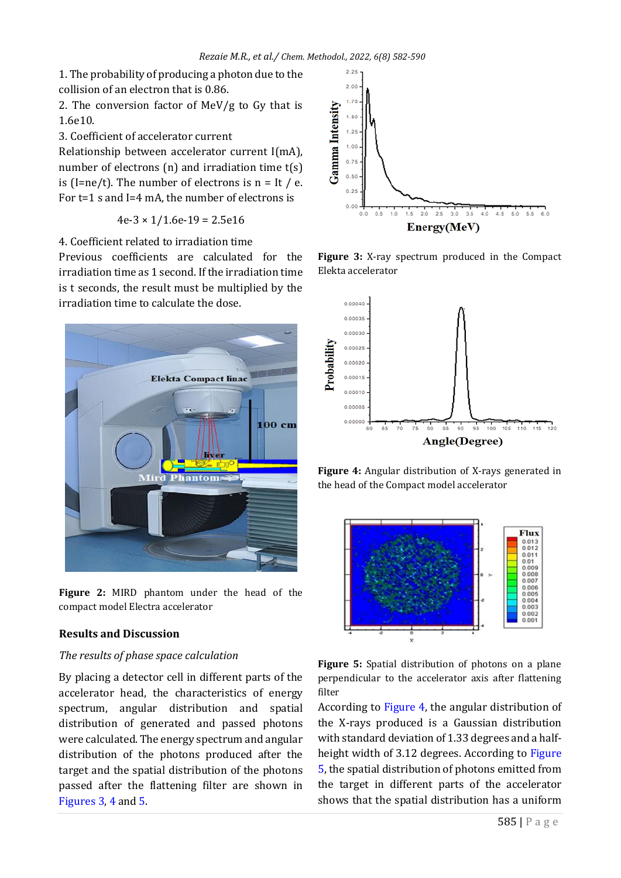1. The probability of producing a photon due to the collision of an electron that is 0.86.

2. The conversion factor of MeV/g to Gy that is 1.6e10.

3. Coefficient of accelerator current

Relationship between accelerator current I(mA), number of electrons (n) and irradiation time t(s) is (I=ne/t). The number of electrons is n = It / e. For t=1 s and I=4 mA, the number of electrons is

$$4e\text{-}3 \times 1/1.6e\text{-}19 = 2.5e16$$

4. Coefficient related to irradiation time

Previous coefficients are calculated for the irradiation time as 1 second. If the irradiation time is t seconds, the result must be multiplied by the irradiation time to calculate the dose.

**Figure 2:** MIRD phantom under the head of the compact model Electra accelerator

## Results and Discussion

*The results of phase space calculation*

By placing a detector cell in different parts of the accelerator head, the characteristics of energy spectrum, angular distribution and spatial distribution of generated and passed photons were calculated. The energy spectrum and angular distribution of the photons produced after the target and the spatial distribution of the photons passed after the flattening filter are shown in Figures 3, 4 and 5.

**Figure 3:** X-ray spectrum produced in the Compact Elekta accelerator

**Figure 4:** Angular distribution of X-rays generated in the head of the Compact model accelerator

**Figure 5:** Spatial distribution of photons on a plane perpendicular to the accelerator axis after flattening filter

According to Figure 4, the angular distribution of the X-rays produced is a Gaussian distribution with standard deviation of 1.33 degrees and a half-height width of 3.12 degrees. According to Figure 5, the spatial distribution of photons emitted from the target in different parts of the accelerator shows that the spatial distribution has a uniform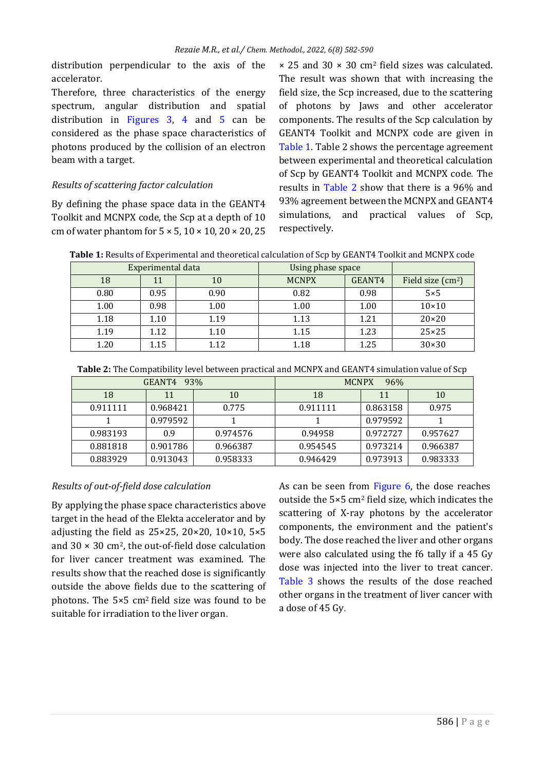distribution perpendicular to the axis of the accelerator.

Therefore, three characteristics of the energy spectrum, angular distribution and spatial distribution in Figures 3, 4 and 5 can be considered as the phase space characteristics of photons produced by the collision of an electron beam with a target.

*Results of scattering factor calculation*

By defining the phase space data in the GEANT4 Toolkit and MCNPX code, the Scp at a depth of 10 cm of water phantom for 5 × 5, 10 × 10, 20 × 20, 25 × 25 and 30 × 30 cm² field sizes was calculated. The result was shown that with increasing the field size, the Scp increased, due to the scattering of photons by Jaws and other accelerator components. The results of the Scp calculation by GEANT4 Toolkit and MCNPX code are given in Table 1. Table 2 shows the percentage agreement between experimental and theoretical calculation of Scp by GEANT4 Toolkit and MCNPX code. The results in Table 2 show that there is a 96% and 93% agreement between the MCNPX and GEANT4 simulations, and practical values of Scp, respectively.

**Table 1:** Results of Experimental and theoretical calculation of Scp by GEANT4 Toolkit and MCNPX code

| Experimental data | | | Using phase space | | |
|---|---|---|---|---|---|
| 18 | 11 | 10 | MCNPX | GEANT4 | Field size (cm²) |
| 0.80 | 0.95 | 0.90 | 0.82 | 0.98 | 5×5 |
| 1.00 | 0.98 | 1.00 | 1.00 | 1.00 | 10×10 |
| 1.18 | 1.10 | 1.19 | 1.13 | 1.21 | 20×20 |
| 1.19 | 1.12 | 1.10 | 1.15 | 1.23 | 25×25 |
| 1.20 | 1.15 | 1.12 | 1.18 | 1.25 | 30×30 |

**Table 2:** The Compatibility level between practical and MCNPX and GEANT4 simulation value of Scp

| GEANT4 93% | | | MCNPX 96% | | |
|---|---|---|---|---|---|
| 18 | 11 | 10 | 18 | 11 | 10 |
| 0.911111 | 0.968421 | 0.775 | 0.911111 | 0.863158 | 0.975 |
| 1 | 0.979592 | 1 | 1 | 0.979592 | 1 |
| 0.983193 | 0.9 | 0.974576 | 0.94958 | 0.972727 | 0.957627 |
| 0.881818 | 0.901786 | 0.966387 | 0.954545 | 0.973214 | 0.966387 |
| 0.883929 | 0.913043 | 0.958333 | 0.946429 | 0.973913 | 0.983333 |

*Results of out-of-field dose calculation*

By applying the phase space characteristics above target in the head of the Elekta accelerator and by adjusting the field as 25×25, 20×20, 10×10, 5×5 and 30 × 30 cm², the out-of-field dose calculation for liver cancer treatment was examined. The results show that the reached dose is significantly outside the above fields due to the scattering of photons. The 5×5 cm² field size was found to be suitable for irradiation to the liver organ.

As can be seen from Figure 6, the dose reaches outside the 5×5 cm² field size, which indicates the scattering of X-ray photons by the accelerator components, the environment and the patient's body. The dose reached the liver and other organs were also calculated using the f6 tally if a 45 Gy dose was injected into the liver to treat cancer. Table 3 shows the results of the dose reached other organs in the treatment of liver cancer with a dose of 45 Gy.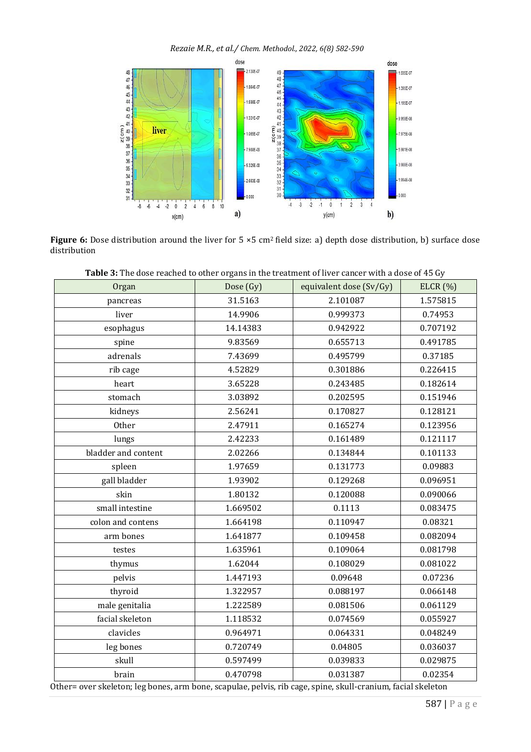**Figure 6:** Dose distribution around the liver for 5 ×5 cm$^2$ field size: a) depth dose distribution, b) surface dose distribution

**Table 3:** The dose reached to other organs in the treatment of liver cancer with a dose of 45 Gy

| Organ | Dose (Gy) | equivalent dose (Sv/Gy) | ELCR (%) |
|---|---|---|---|
| pancreas | 31.5163 | 2.101087 | 1.575815 |
| liver | 14.9906 | 0.999373 | 0.74953 |
| esophagus | 14.14383 | 0.942922 | 0.707192 |
| spine | 9.83569 | 0.655713 | 0.491785 |
| adrenals | 7.43699 | 0.495799 | 0.37185 |
| rib cage | 4.52829 | 0.301886 | 0.226415 |
| heart | 3.65228 | 0.243485 | 0.182614 |
| stomach | 3.03892 | 0.202595 | 0.151946 |
| kidneys | 2.56241 | 0.170827 | 0.128121 |
| Other | 2.47911 | 0.165274 | 0.123956 |
| lungs | 2.42233 | 0.161489 | 0.121117 |
| bladder and content | 2.02266 | 0.134844 | 0.101133 |
| spleen | 1.97659 | 0.131773 | 0.09883 |
| gall bladder | 1.93902 | 0.129268 | 0.096951 |
| skin | 1.80132 | 0.120088 | 0.090066 |
| small intestine | 1.669502 | 0.1113 | 0.083475 |
| colon and contens | 1.664198 | 0.110947 | 0.08321 |
| arm bones | 1.641877 | 0.109458 | 0.082094 |
| testes | 1.635961 | 0.109064 | 0.081798 |
| thymus | 1.62044 | 0.108029 | 0.081022 |
| pelvis | 1.447193 | 0.09648 | 0.07236 |
| thyroid | 1.322957 | 0.088197 | 0.066148 |
| male genitalia | 1.222589 | 0.081506 | 0.061129 |
| facial skeleton | 1.118532 | 0.074569 | 0.055927 |
| clavicles | 0.964971 | 0.064331 | 0.048249 |
| leg bones | 0.720749 | 0.04805 | 0.036037 |
| skull | 0.597499 | 0.039833 | 0.029875 |
| brain | 0.470798 | 0.031387 | 0.02354 |

Other= over skeleton; leg bones, arm bone, scapulae, pelvis, rib cage, spine, skull-cranium, facial skeleton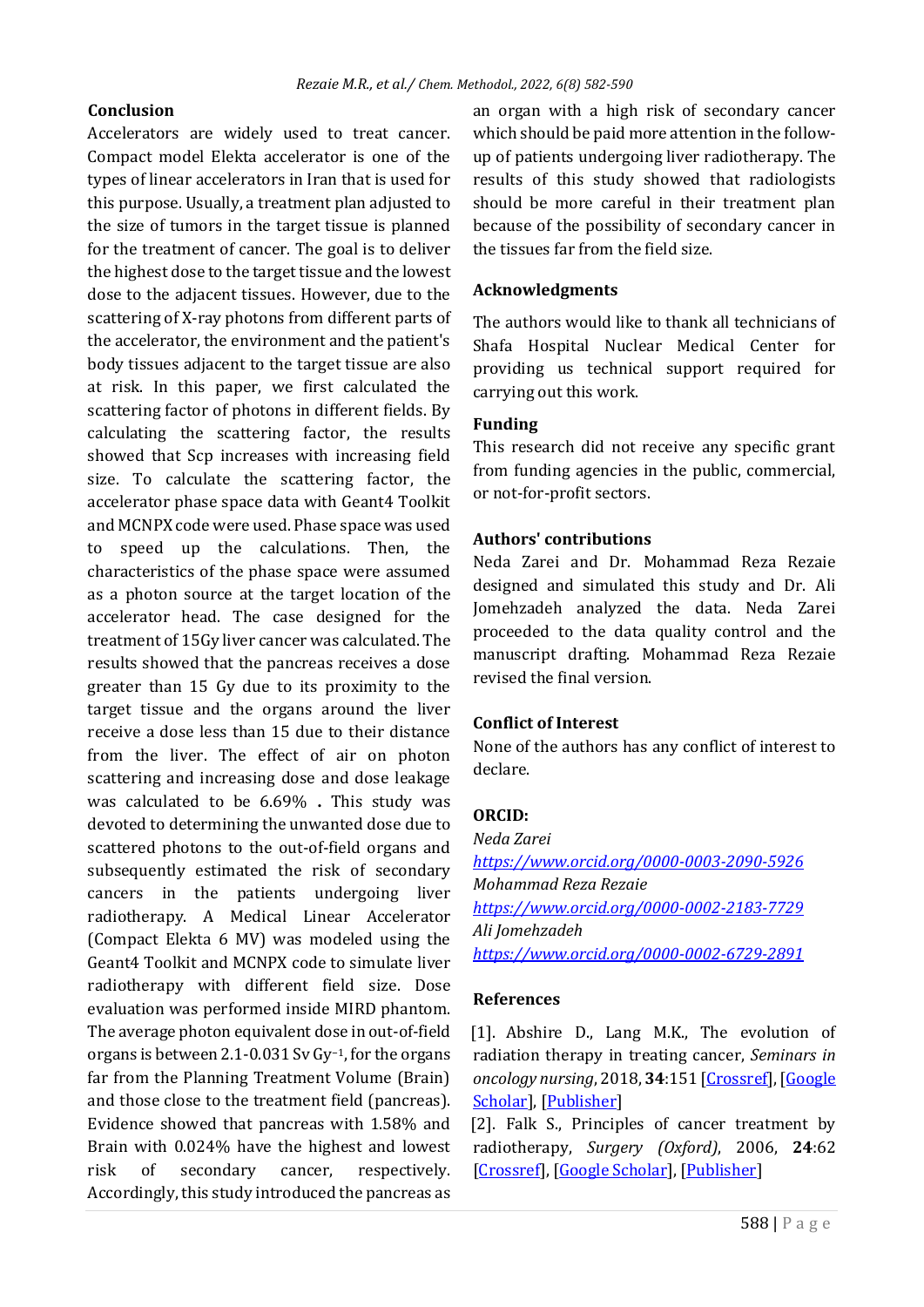## Conclusion

Accelerators are widely used to treat cancer. Compact model Elekta accelerator is one of the types of linear accelerators in Iran that is used for this purpose. Usually, a treatment plan adjusted to the size of tumors in the target tissue is planned for the treatment of cancer. The goal is to deliver the highest dose to the target tissue and the lowest dose to the adjacent tissues. However, due to the scattering of X-ray photons from different parts of the accelerator, the environment and the patient's body tissues adjacent to the target tissue are also at risk. In this paper, we first calculated the scattering factor of photons in different fields. By calculating the scattering factor, the results showed that Scp increases with increasing field size. To calculate the scattering factor, the accelerator phase space data with Geant4 Toolkit and MCNPX code were used. Phase space was used to speed up the calculations. Then, the characteristics of the phase space were assumed as a photon source at the target location of the accelerator head. The case designed for the treatment of 15Gy liver cancer was calculated. The results showed that the pancreas receives a dose greater than 15 Gy due to its proximity to the target tissue and the organs around the liver receive a dose less than 15 due to their distance from the liver. The effect of air on photon scattering and increasing dose and dose leakage was calculated to be 6.69% **.** This study was devoted to determining the unwanted dose due to scattered photons to the out-of-field organs and subsequently estimated the risk of secondary cancers in the patients undergoing liver radiotherapy. A Medical Linear Accelerator (Compact Elekta 6 MV) was modeled using the Geant4 Toolkit and MCNPX code to simulate liver radiotherapy with different field size. Dose evaluation was performed inside MIRD phantom. The average photon equivalent dose in out-of-field organs is between 2.1-0.031 Sv $Gy^{-1}$, for the organs far from the Planning Treatment Volume (Brain) and those close to the treatment field (pancreas). Evidence showed that pancreas with 1.58% and Brain with 0.024% have the highest and lowest risk of secondary cancer, respectively. Accordingly, this study introduced the pancreas as an organ with a high risk of secondary cancer which should be paid more attention in the follow-up of patients undergoing liver radiotherapy. The results of this study showed that radiologists should be more careful in their treatment plan because of the possibility of secondary cancer in the tissues far from the field size.

## Acknowledgments

The authors would like to thank all technicians of Shafa Hospital Nuclear Medical Center for providing us technical support required for carrying out this work.

## Funding

This research did not receive any specific grant from funding agencies in the public, commercial, or not-for-profit sectors.

## Authors' contributions

Neda Zarei and Dr. Mohammad Reza Rezaie designed and simulated this study and Dr. Ali Jomehzadeh analyzed the data. Neda Zarei proceeded to the data quality control and the manuscript drafting. Mohammad Reza Rezaie revised the final version.

## Conflict of Interest

None of the authors has any conflict of interest to declare.

## ORCID:

*Neda Zarei*
*https://www.orcid.org/0000-0003-2090-5926*
*Mohammad Reza Rezaie*
*https://www.orcid.org/0000-0002-2183-7729*
*Ali Jomehzadeh*
*https://www.orcid.org/0000-0002-6729-2891*

## References

[1]. Abshire D., Lang M.K., The evolution of radiation therapy in treating cancer, *Seminars in oncology nursing*, 2018, **34**:151 [Crossref], [Google Scholar], [Publisher]

[2]. Falk S., Principles of cancer treatment by radiotherapy, *Surgery (Oxford)*, 2006, **24**:62 [Crossref], [Google Scholar], [Publisher]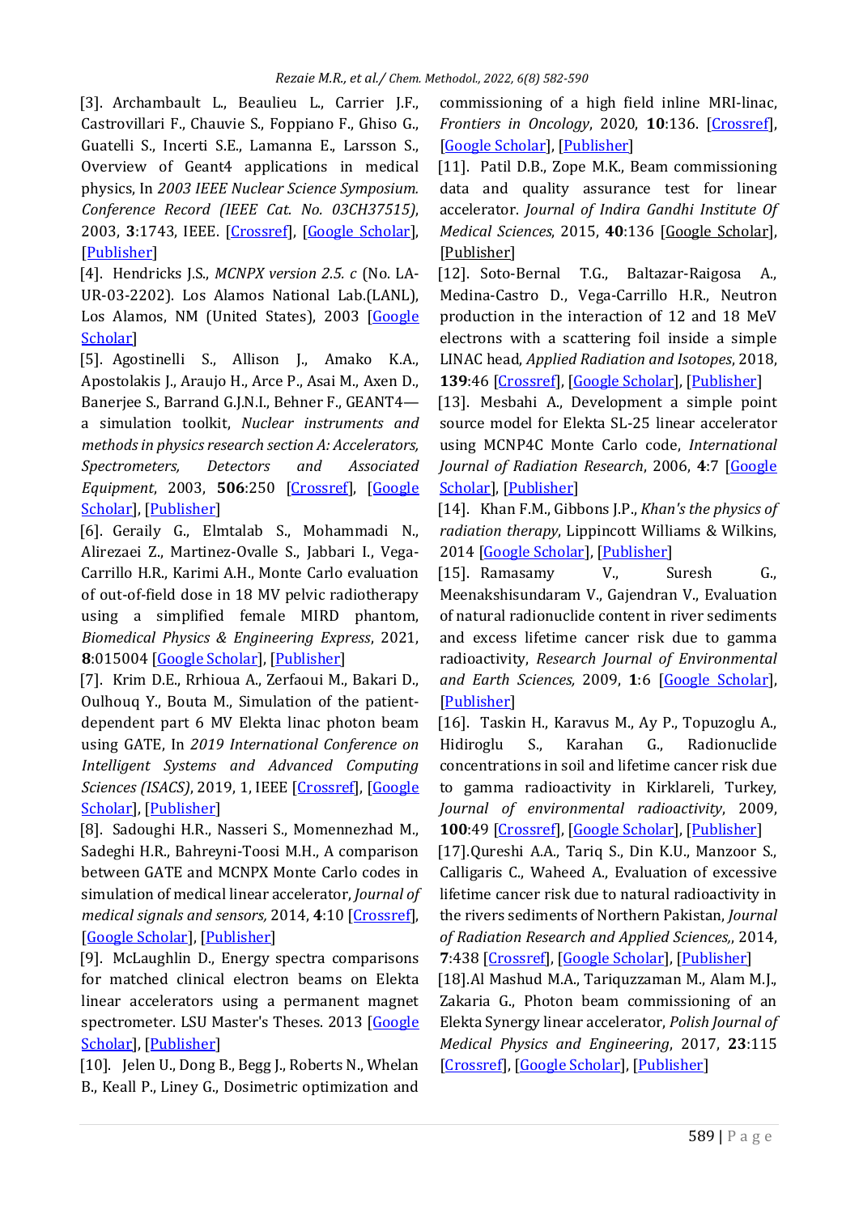[3]. Archambault L., Beaulieu L., Carrier J.F., Castrovillari F., Chauvie S., Foppiano F., Ghiso G., Guatelli S., Incerti S.E., Lamanna E., Larsson S., Overview of Geant4 applications in medical physics, In *2003 IEEE Nuclear Science Symposium. Conference Record (IEEE Cat. No. 03CH37515)*, 2003, **3**:1743, IEEE. [Crossref], [Google Scholar], [Publisher]

[4]. Hendricks J.S., *MCNPX version 2.5. c* (No. LA-UR-03-2202). Los Alamos National Lab.(LANL), Los Alamos, NM (United States), 2003 [Google Scholar]

[5]. Agostinelli S., Allison J., Amako K.A., Apostolakis J., Araujo H., Arce P., Asai M., Axen D., Banerjee S., Barrand G.J.N.I., Behner F., GEANT4—a simulation toolkit, *Nuclear instruments and methods in physics research section A: Accelerators, Spectrometers, Detectors and Associated Equipment*, 2003, **506**:250 [Crossref], [Google Scholar], [Publisher]

[6]. Geraily G., Elmtalab S., Mohammadi N., Alirezaei Z., Martinez-Ovalle S., Jabbari I., Vega-Carrillo H.R., Karimi A.H., Monte Carlo evaluation of out-of-field dose in 18 MV pelvic radiotherapy using a simplified female MIRD phantom, *Biomedical Physics & Engineering Express*, 2021, **8**:015004 [Google Scholar], [Publisher]

[7]. Krim D.E., Rrhioua A., Zerfaoui M., Bakari D., Oulhouq Y., Bouta M., Simulation of the patient-dependent part 6 MV Elekta linac photon beam using GATE, In *2019 International Conference on Intelligent Systems and Advanced Computing Sciences (ISACS)*, 2019, 1, IEEE [Crossref], [Google Scholar], [Publisher]

[8]. Sadoughi H.R., Nasseri S., Momennezhad M., Sadeghi H.R., Bahreyni-Toosi M.H., A comparison between GATE and MCNPX Monte Carlo codes in simulation of medical linear accelerator, *Journal of medical signals and sensors,* 2014, **4**:10 [Crossref], [Google Scholar], [Publisher]

[9]. McLaughlin D., Energy spectra comparisons for matched clinical electron beams on Elekta linear accelerators using a permanent magnet spectrometer. LSU Master's Theses. 2013 [Google Scholar], [Publisher]

[10]. Jelen U., Dong B., Begg J., Roberts N., Whelan B., Keall P., Liney G., Dosimetric optimization and commissioning of a high field inline MRI-linac, *Frontiers in Oncology*, 2020, **10**:136. [Crossref], [Google Scholar], [Publisher]

[11]. Patil D.B., Zope M.K., Beam commissioning data and quality assurance test for linear accelerator. *Journal of Indira Gandhi Institute Of Medical Sciences*, 2015, **40**:136 [Google Scholar], [Publisher]

[12]. Soto-Bernal T.G., Baltazar-Raigosa A., Medina-Castro D., Vega-Carrillo H.R., Neutron production in the interaction of 12 and 18 MeV electrons with a scattering foil inside a simple LINAC head, *Applied Radiation and Isotopes*, 2018, **139**:46 [Crossref], [Google Scholar], [Publisher]

[13]. Mesbahi A., Development a simple point source model for Elekta SL-25 linear accelerator using MCNP4C Monte Carlo code, *International Journal of Radiation Research*, 2006, **4**:7 [Google Scholar], [Publisher]

[14]. Khan F.M., Gibbons J.P., *Khan's the physics of radiation therapy*, Lippincott Williams & Wilkins, 2014 [Google Scholar], [Publisher]

[15]. Ramasamy V., Suresh G., Meenakshisundaram V., Gajendran V., Evaluation of natural radionuclide content in river sediments and excess lifetime cancer risk due to gamma radioactivity, *Research Journal of Environmental and Earth Sciences,* 2009, **1**:6 [Google Scholar], [Publisher]

[16]. Taskin H., Karavus M., Ay P., Topuzoglu A., Hidiroglu S., Karahan G., Radionuclide concentrations in soil and lifetime cancer risk due to gamma radioactivity in Kirklareli, Turkey, *Journal of environmental radioactivity*, 2009, **100**:49 [Crossref], [Google Scholar], [Publisher]

[17].Qureshi A.A., Tariq S., Din K.U., Manzoor S., Calligaris C., Waheed A., Evaluation of excessive lifetime cancer risk due to natural radioactivity in the rivers sediments of Northern Pakistan, *Journal of Radiation Research and Applied Sciences,*, 2014, **7**:438 [Crossref], [Google Scholar], [Publisher]

[18].Al Mashud M.A., Tariquzzaman M., Alam M.J., Zakaria G., Photon beam commissioning of an Elekta Synergy linear accelerator, *Polish Journal of Medical Physics and Engineering*, 2017, **23**:115 [Crossref], [Google Scholar], [Publisher]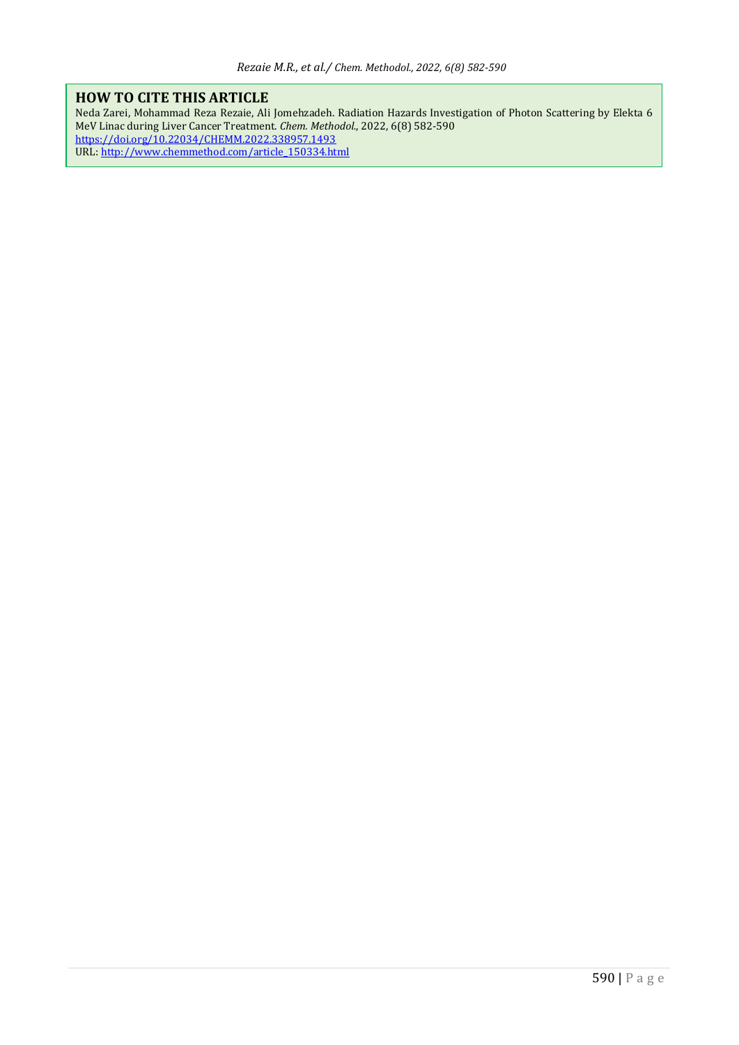## HOW TO CITE THIS ARTICLE

Neda Zarei, Mohammad Reza Rezaie, Ali Jomehzadeh. Radiation Hazards Investigation of Photon Scattering by Elekta 6 MeV Linac during Liver Cancer Treatment. *Chem. Methodol.*, 2022, 6(8) 582-590
https://doi.org/10.22034/CHEMM.2022.338957.1493
URL: http://www.chemmethod.com/article_150334.html